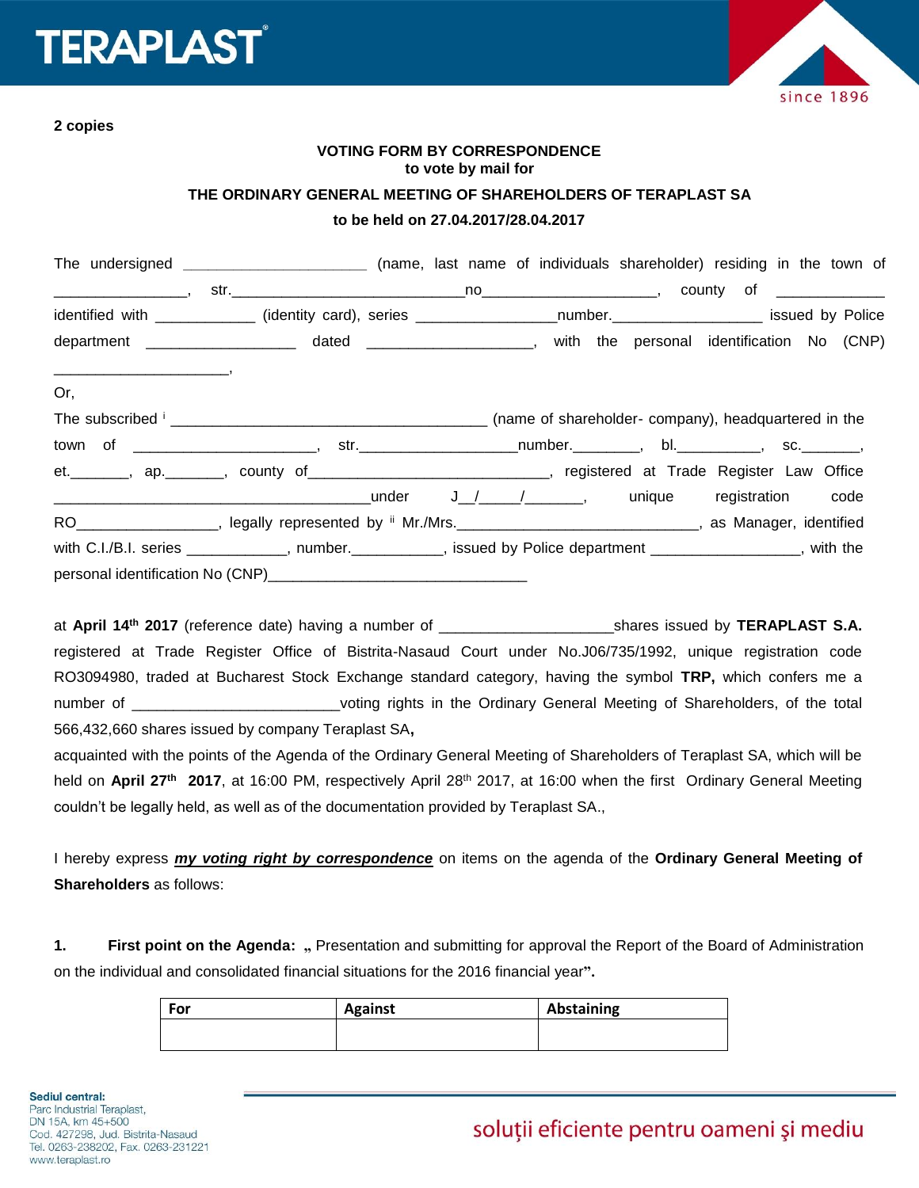**2 copies**

**VOTING FORM BY CORRESPONDENCE**
**to vote by mail for**

**THE ORDINARY GENERAL MEETING OF SHAREHOLDERS OF TERAPLAST SA**

**to be held on 27.04.2017/28.04.2017**

The undersigned ______________________ (name, last name of individuals shareholder) residing in the town of _______________, str.____________________________no____________________, county of ____________ identified with ___________ (identity card), series ________________number.__________________ issued by Police department _________________ dated ___________________, with the personal identification No (CNP) ____________________,

Or,

The subscribed [i] _____________________________________ (name of shareholder- company), headquartered in the town of _____________________, str.__________________number.________, bl.__________, sc._______, et._______, ap._______, county of_____________________________, registered at Trade Register Law Office _____________________________________under J__/_____/_______, unique registration code RO_________________, legally represented by [ii] Mr./Mrs._____________________________, as Manager, identified with C.I./B.I. series ____________, number.___________, issued by Police department __________________, with the personal identification No (CNP)_______________________________

at **April 14th 2017** (reference date) having a number of ____________________shares issued by **TERAPLAST S.A.** registered at Trade Register Office of Bistrita-Nasaud Court under No.J06/735/1992, unique registration code RO3094980, traded at Bucharest Stock Exchange standard category, having the symbol **TRP,** which confers me a number of ________________________voting rights in the Ordinary General Meeting of Shareholders, of the total 566,432,660 shares issued by company Teraplast SA**,**

acquainted with the points of the Agenda of the Ordinary General Meeting of Shareholders of Teraplast SA, which will be held on **April 27th 2017**, at 16:00 PM, respectively April 28th 2017, at 16:00 when the first Ordinary General Meeting couldn't be legally held, as well as of the documentation provided by Teraplast SA.,

I hereby express ***my voting right by correspondence*** on items on the agenda of the **Ordinary General Meeting of Shareholders** as follows:

1. **First point on the Agenda: „** Presentation and submitting for approval the Report of the Board of Administration on the individual and consolidated financial situations for the 2016 financial year**".**

| For | Against | Abstaining |
|---|---|---|
| | | |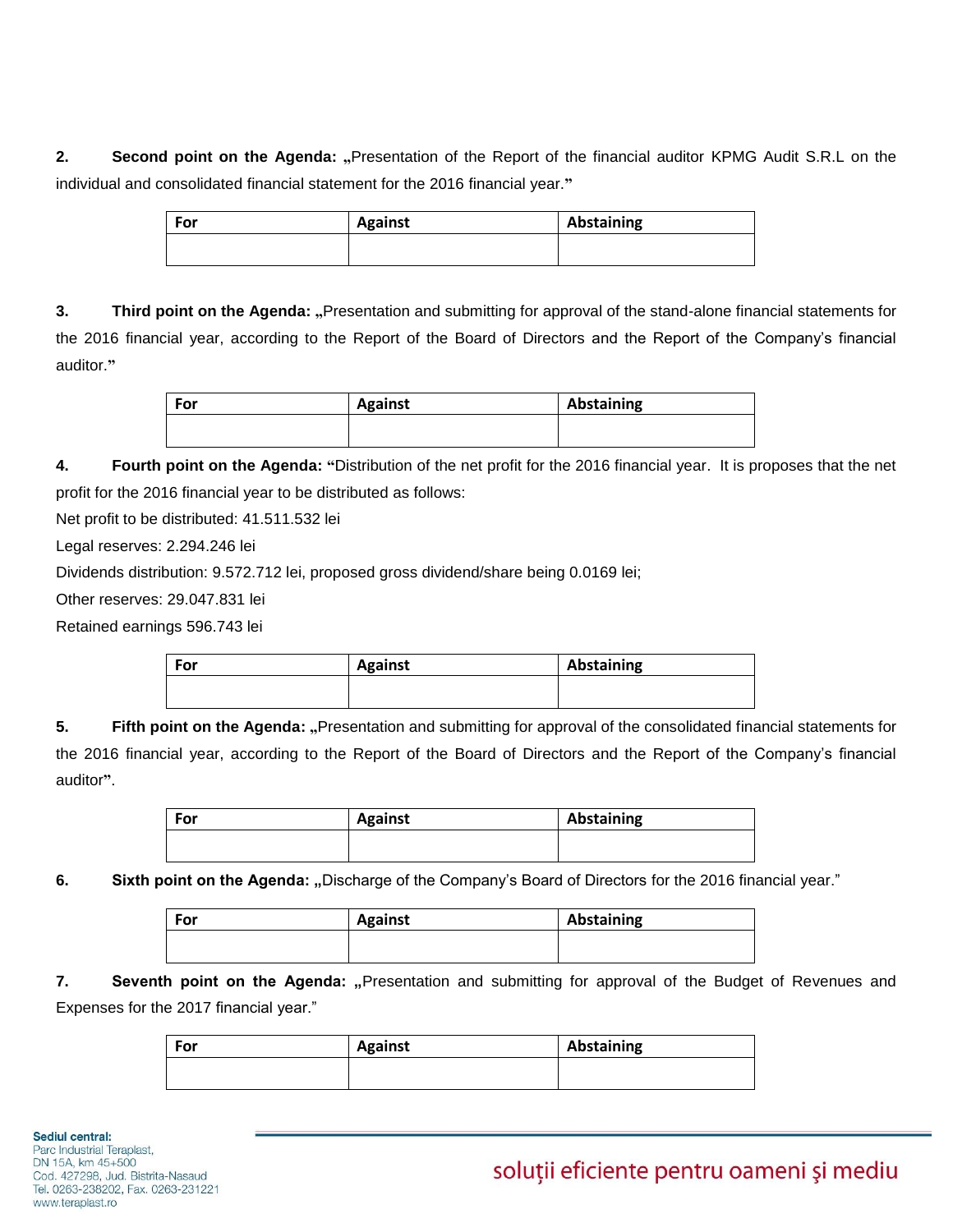2. **Second point on the Agenda: „**Presentation of the Report of the financial auditor KPMG Audit S.R.L on the individual and consolidated financial statement for the 2016 financial year.**"**

| For | Against | Abstaining |
| --- | --- | --- |
| | | |

3. **Third point on the Agenda: „**Presentation and submitting for approval of the stand-alone financial statements for the 2016 financial year, according to the Report of the Board of Directors and the Report of the Company's financial auditor.**"**

| For | Against | Abstaining |
| --- | --- | --- |
| | | |

4. **Fourth point on the Agenda: "**Distribution of the net profit for the 2016 financial year. It is proposes that the net profit for the 2016 financial year to be distributed as follows:

Net profit to be distributed: 41.511.532 lei

Legal reserves: 2.294.246 lei

Dividends distribution: 9.572.712 lei, proposed gross dividend/share being 0.0169 lei;

Other reserves: 29.047.831 lei

Retained earnings 596.743 lei

| For | Against | Abstaining |
| --- | --- | --- |
| | | |

5. **Fifth point on the Agenda: „**Presentation and submitting for approval of the consolidated financial statements for the 2016 financial year, according to the Report of the Board of Directors and the Report of the Company's financial auditor**"**.

| For | Against | Abstaining |
| --- | --- | --- |
| | | |

6. **Sixth point on the Agenda: „**Discharge of the Company's Board of Directors for the 2016 financial year."

| For | Against | Abstaining |
| --- | --- | --- |
| | | |

7. **Seventh point on the Agenda: „**Presentation and submitting for approval of the Budget of Revenues and Expenses for the 2017 financial year."

| For | Against | Abstaining |
| --- | --- | --- |
| | | |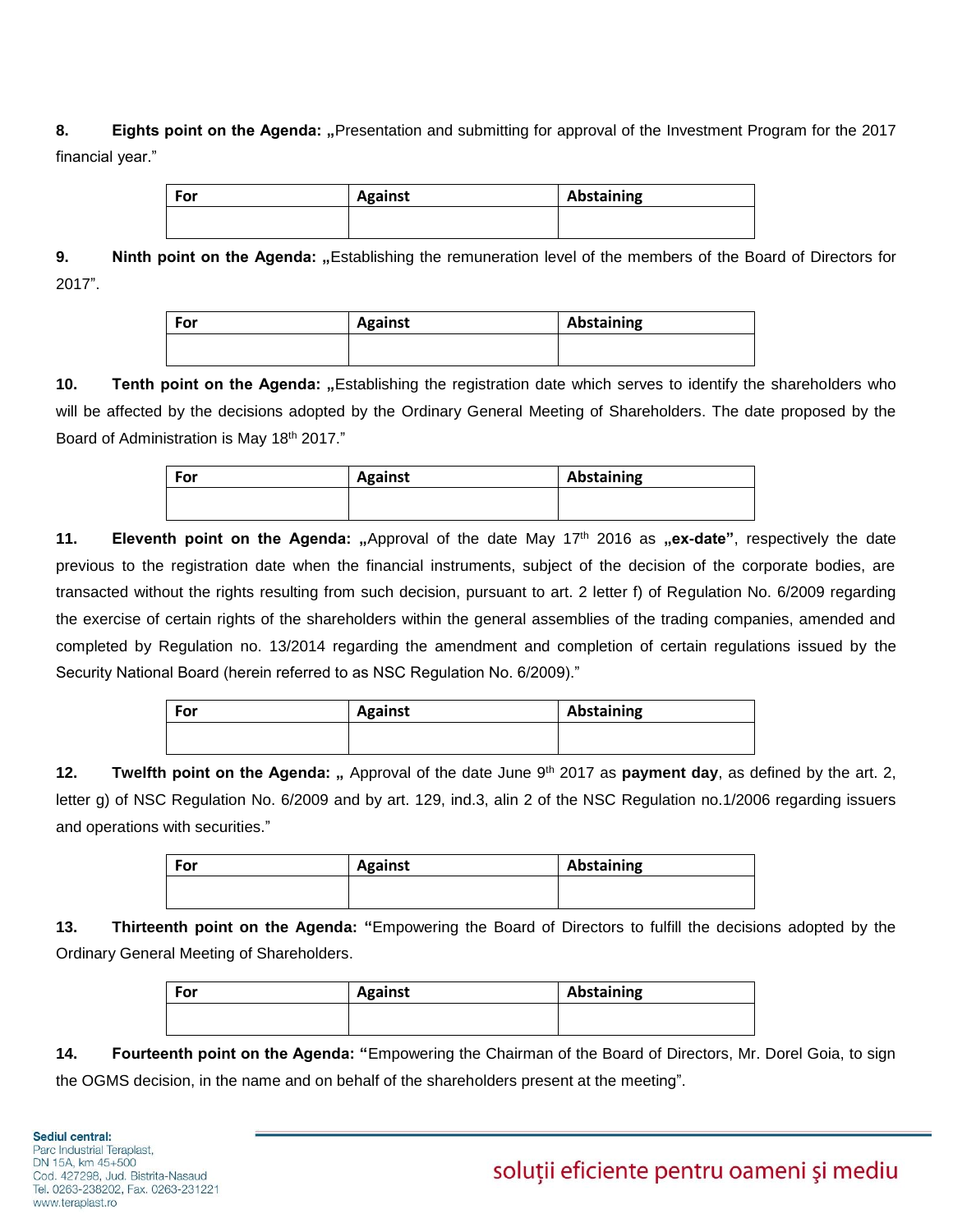**8. Eights point on the Agenda: „**Presentation and submitting for approval of the Investment Program for the 2017 financial year."

| For | Against | Abstaining |
|---|---|---|
| | | |

**9. Ninth point on the Agenda: „**Establishing the remuneration level of the members of the Board of Directors for 2017".

| For | Against | Abstaining |
|---|---|---|
| | | |

**10. Tenth point on the Agenda: „**Establishing the registration date which serves to identify the shareholders who will be affected by the decisions adopted by the Ordinary General Meeting of Shareholders. The date proposed by the Board of Administration is May 18th 2017."

| For | Against | Abstaining |
|---|---|---|
| | | |

**11. Eleventh point on the Agenda: „**Approval of the date May 17th 2016 as **„ex-date"**, respectively the date previous to the registration date when the financial instruments, subject of the decision of the corporate bodies, are transacted without the rights resulting from such decision, pursuant to art. 2 letter f) of Regulation No. 6/2009 regarding the exercise of certain rights of the shareholders within the general assemblies of the trading companies, amended and completed by Regulation no. 13/2014 regarding the amendment and completion of certain regulations issued by the Security National Board (herein referred to as NSC Regulation No. 6/2009)."

| For | Against | Abstaining |
|---|---|---|
| | | |

**12. Twelfth point on the Agenda: „** Approval of the date June 9th 2017 as **payment day**, as defined by the art. 2, letter g) of NSC Regulation No. 6/2009 and by art. 129, ind.3, alin 2 of the NSC Regulation no.1/2006 regarding issuers and operations with securities."

| For | Against | Abstaining |
|---|---|---|
| | | |

**13. Thirteenth point on the Agenda: "**Empowering the Board of Directors to fulfill the decisions adopted by the Ordinary General Meeting of Shareholders.

| For | Against | Abstaining |
|---|---|---|
| | | |

**14. Fourteenth point on the Agenda: "**Empowering the Chairman of the Board of Directors, Mr. Dorel Goia, to sign the OGMS decision, in the name and on behalf of the shareholders present at the meeting".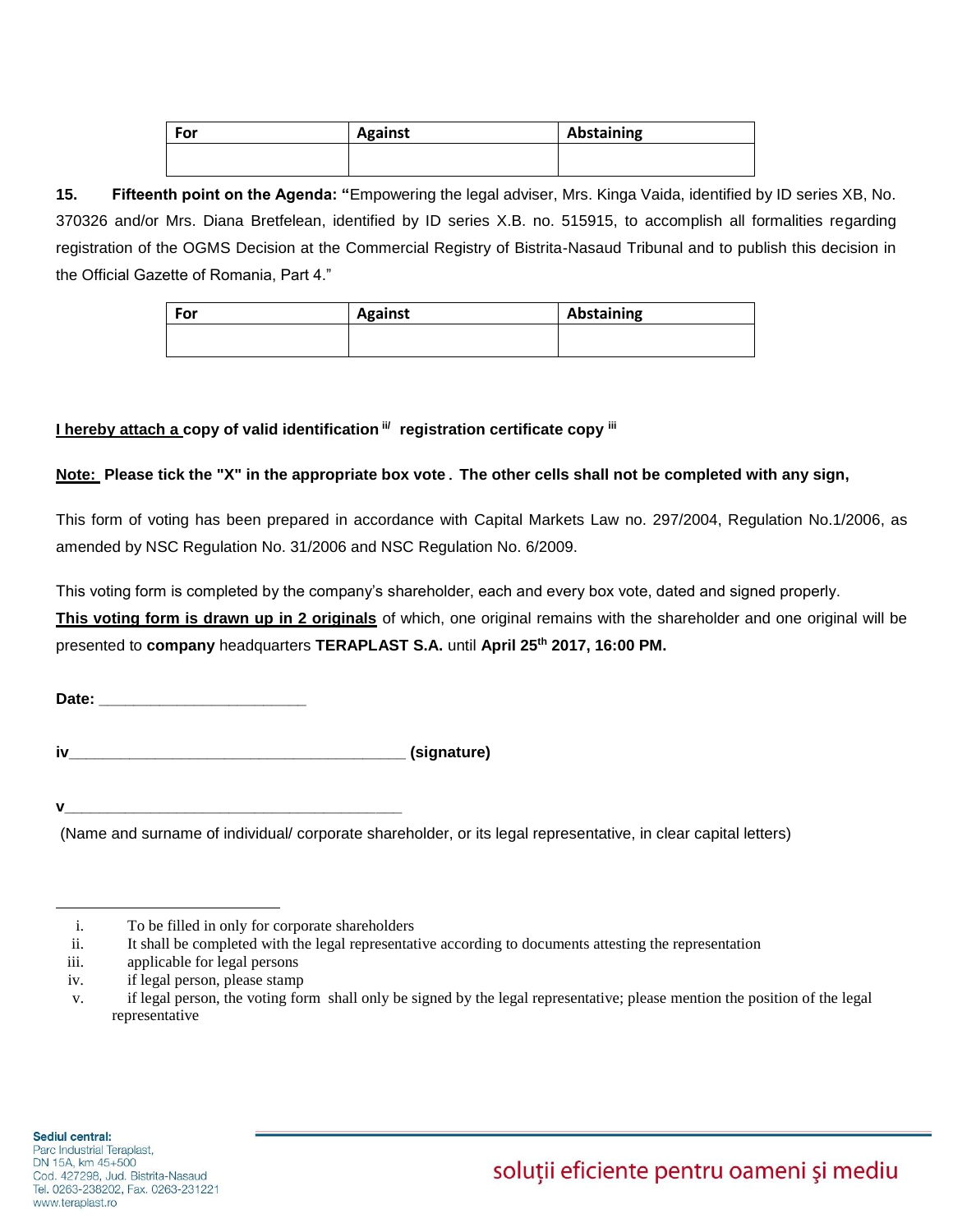| For | Against | Abstaining |
| --- | --- | --- |
| | | |

**15. Fifteenth point on the Agenda: "**Empowering the legal adviser, Mrs. Kinga Vaida, identified by ID series XB, No. 370326 and/or Mrs. Diana Bretfelean, identified by ID series X.B. no. 515915, to accomplish all formalities regarding registration of the OGMS Decision at the Commercial Registry of Bistrita-Nasaud Tribunal and to publish this decision in the Official Gazette of Romania, Part 4."

| For | Against | Abstaining |
| --- | --- | --- |
| | | |

**I hereby attach a copy of valid identification [ii]/ registration certificate copy [iii]**

**Note: Please tick the "X" in the appropriate box vote . The other cells shall not be completed with any sign,**

This form of voting has been prepared in accordance with Capital Markets Law no. 297/2004, Regulation No.1/2006, as amended by NSC Regulation No. 31/2006 and NSC Regulation No. 6/2009.

This voting form is completed by the company's shareholder, each and every box vote, dated and signed properly.

**This voting form is drawn up in 2 originals** of which, one original remains with the shareholder and one original will be presented to **company** headquarters **TERAPLAST S.A.** until **April 25th 2017, 16:00 PM.**

**Date:** ________________________

**iv**________________________________________ **(signature)**

**v**________________________________________

(Name and surname of individual/ corporate shareholder, or its legal representative, in clear capital letters)

---

i. To be filled in only for corporate shareholders
ii. It shall be completed with the legal representative according to documents attesting the representation
iii. applicable for legal persons
iv. if legal person, please stamp
v. if legal person, the voting form shall only be signed by the legal representative; please mention the position of the legal representative